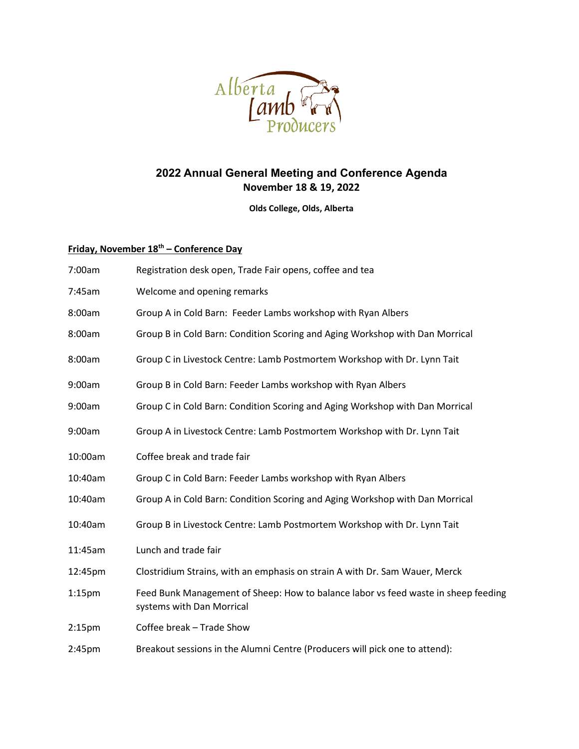Alberta Lamb Producers

# 2022 Annual General Meeting and Conference Agenda

**November 18 & 19, 2022**

**Olds College, Olds, Alberta**

## Friday, November 18th – Conference Day

| | |
|---|---|
| 7:00am | Registration desk open, Trade Fair opens, coffee and tea |
| 7:45am | Welcome and opening remarks |
| 8:00am | Group A in Cold Barn: Feeder Lambs workshop with Ryan Albers |
| 8:00am | Group B in Cold Barn: Condition Scoring and Aging Workshop with Dan Morrical |
| 8:00am | Group C in Livestock Centre: Lamb Postmortem Workshop with Dr. Lynn Tait |
| 9:00am | Group B in Cold Barn: Feeder Lambs workshop with Ryan Albers |
| 9:00am | Group C in Cold Barn: Condition Scoring and Aging Workshop with Dan Morrical |
| 9:00am | Group A in Livestock Centre: Lamb Postmortem Workshop with Dr. Lynn Tait |
| 10:00am | Coffee break and trade fair |
| 10:40am | Group C in Cold Barn: Feeder Lambs workshop with Ryan Albers |
| 10:40am | Group A in Cold Barn: Condition Scoring and Aging Workshop with Dan Morrical |
| 10:40am | Group B in Livestock Centre: Lamb Postmortem Workshop with Dr. Lynn Tait |
| 11:45am | Lunch and trade fair |
| 12:45pm | Clostridium Strains, with an emphasis on strain A with Dr. Sam Wauer, Merck |
| 1:15pm | Feed Bunk Management of Sheep: How to balance labor vs feed waste in sheep feeding systems with Dan Morrical |
| 2:15pm | Coffee break – Trade Show |
| 2:45pm | Breakout sessions in the Alumni Centre (Producers will pick one to attend): |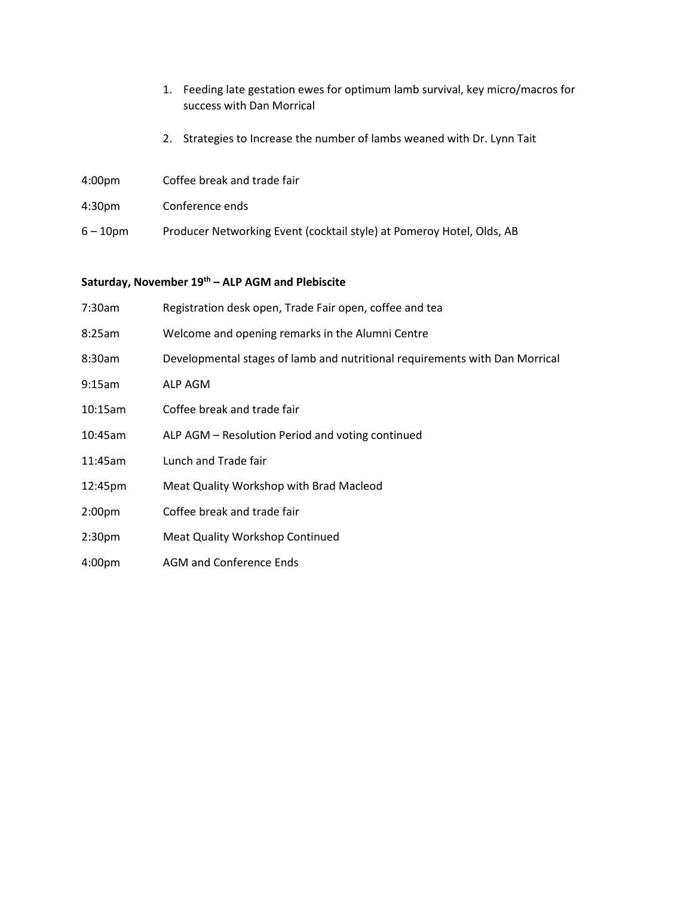1. Feeding late gestation ewes for optimum lamb survival, key micro/macros for success with Dan Morrical

2. Strategies to Increase the number of lambs weaned with Dr. Lynn Tait

| | |
|---|---|
| 4:00pm | Coffee break and trade fair |
| 4:30pm | Conference ends |
| 6 – 10pm | Producer Networking Event (cocktail style) at Pomeroy Hotel, Olds, AB |

**Saturday, November 19th – ALP AGM and Plebiscite**

| | |
|---|---|
| 7:30am | Registration desk open, Trade Fair open, coffee and tea |
| 8:25am | Welcome and opening remarks in the Alumni Centre |
| 8:30am | Developmental stages of lamb and nutritional requirements with Dan Morrical |
| 9:15am | ALP AGM |
| 10:15am | Coffee break and trade fair |
| 10:45am | ALP AGM – Resolution Period and voting continued |
| 11:45am | Lunch and Trade fair |
| 12:45pm | Meat Quality Workshop with Brad Macleod |
| 2:00pm | Coffee break and trade fair |
| 2:30pm | Meat Quality Workshop Continued |
| 4:00pm | AGM and Conference Ends |